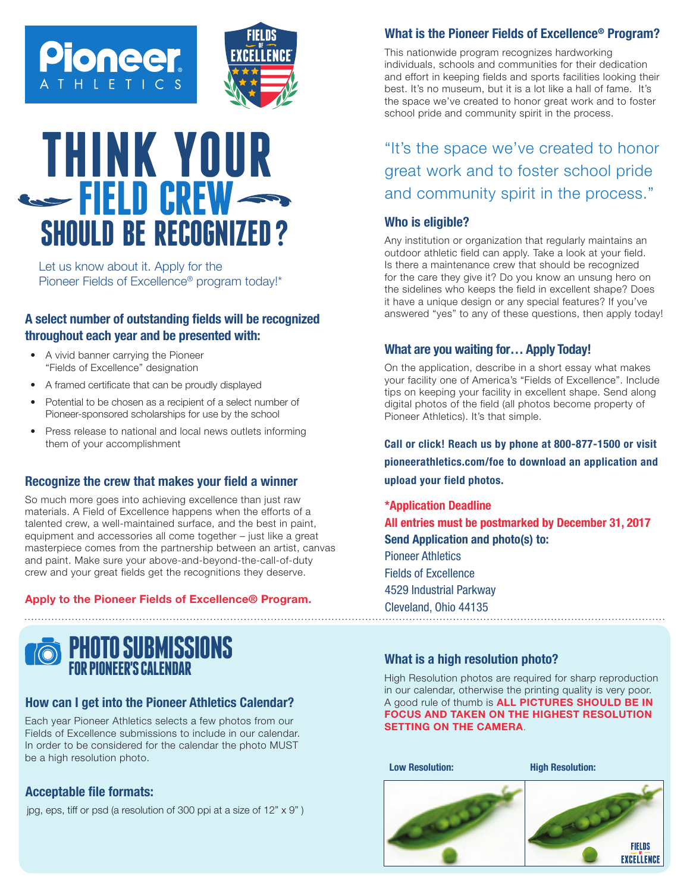Pioneer ATHLETICS

FIELDS OF EXCELLENCE

# THINK YOUR FIELD CREW SHOULD BE RECOGNIZED?

Let us know about it. Apply for the Pioneer Fields of Excellence® program today!*

### A select number of outstanding fields will be recognized throughout each year and be presented with:

- A vivid banner carrying the Pioneer "Fields of Excellence" designation
- A framed certificate that can be proudly displayed
- Potential to be chosen as a recipient of a select number of Pioneer-sponsored scholarships for use by the school
- Press release to national and local news outlets informing them of your accomplishment

### Recognize the crew that makes your field a winner

So much more goes into achieving excellence than just raw materials. A Field of Excellence happens when the efforts of a talented crew, a well-maintained surface, and the best in paint, equipment and accessories all come together – just like a great masterpiece comes from the partnership between an artist, canvas and paint. Make sure your above-and-beyond-the-call-of-duty crew and your great fields get the recognitions they deserve.

**Apply to the Pioneer Fields of Excellence® Program.**

### What is the Pioneer Fields of Excellence® Program?

This nationwide program recognizes hardworking individuals, schools and communities for their dedication and effort in keeping fields and sports facilities looking their best. It's no museum, but it is a lot like a hall of fame. It's the space we've created to honor great work and to foster school pride and community spirit in the process.

> "It's the space we've created to honor great work and to foster school pride and community spirit in the process."

### Who is eligible?

Any institution or organization that regularly maintains an outdoor athletic field can apply. Take a look at your field. Is there a maintenance crew that should be recognized for the care they give it? Do you know an unsung hero on the sidelines who keeps the field in excellent shape? Does it have a unique design or any special features? If you've answered "yes" to any of these questions, then apply today!

### What are you waiting for… Apply Today!

On the application, describe in a short essay what makes your facility one of America's "Fields of Excellence". Include tips on keeping your facility in excellent shape. Send along digital photos of the field (all photos become property of Pioneer Athletics). It's that simple.

**Call or click! Reach us by phone at 800-877-1500 or visit pioneerathletics.com/foe to download an application and upload your field photos.**

**\*Application Deadline**
**All entries must be postmarked by December 31, 2017**
**Send Application and photo(s) to:**
Pioneer Athletics
Fields of Excellence
4529 Industrial Parkway
Cleveland, Ohio 44135

## PHOTO SUBMISSIONS FOR PIONEER'S CALENDAR

### How can I get into the Pioneer Athletics Calendar?

Each year Pioneer Athletics selects a few photos from our Fields of Excellence submissions to include in our calendar. In order to be considered for the calendar the photo MUST be a high resolution photo.

### Acceptable file formats:

jpg, eps, tiff or psd (a resolution of 300 ppi at a size of 12" x 9")

### What is a high resolution photo?

High Resolution photos are required for sharp reproduction in our calendar, otherwise the printing quality is very poor. A good rule of thumb is **ALL PICTURES SHOULD BE IN FOCUS AND TAKEN ON THE HIGHEST RESOLUTION SETTING ON THE CAMERA**.

**Low Resolution:** **High Resolution:**

FIELDS OF EXCELLENCE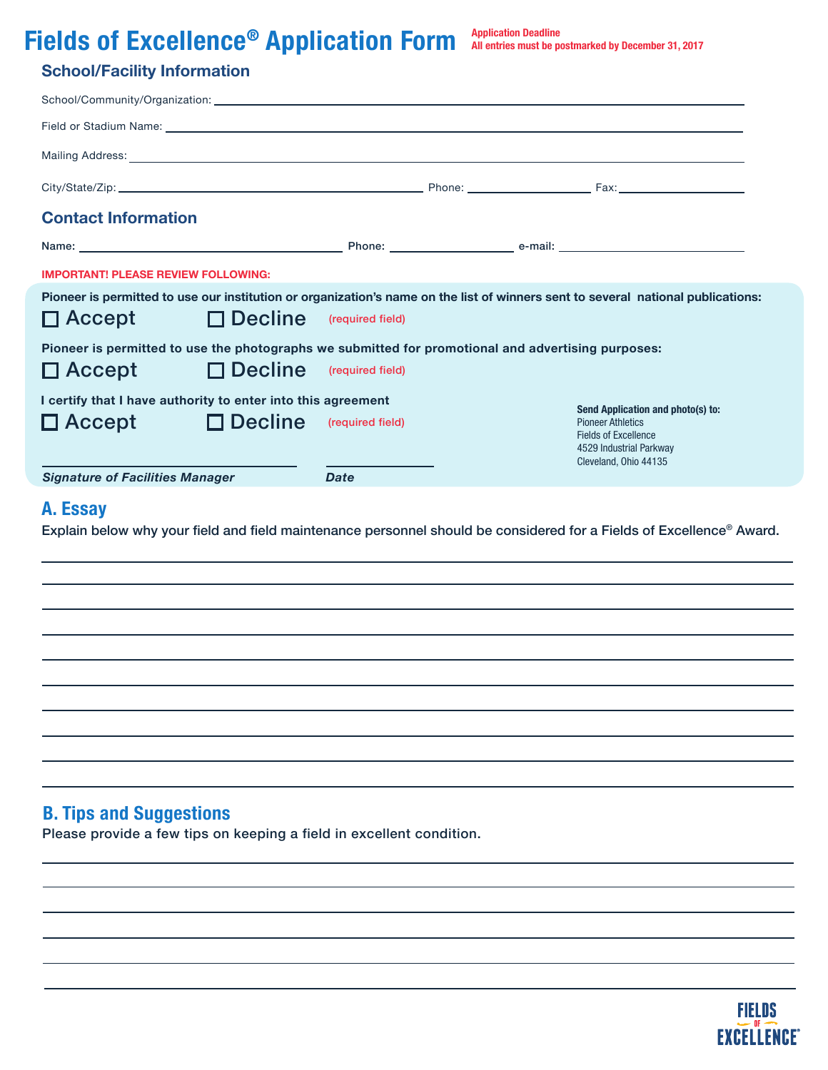# Fields of Excellence® Application Form

**Application Deadline**
**All entries must be postmarked by December 31, 2017**

## School/Facility Information

School/Community/Organization: ______________________________

Field or Stadium Name: ______________________________

Mailing Address: ______________________________

City/State/Zip: ____________________ Phone: ____________ Fax: ____________

## Contact Information

**Name:** ____________________ **Phone:** ____________ **e-mail:** ____________

**IMPORTANT! PLEASE REVIEW FOLLOWING:**

**Pioneer is permitted to use our institution or organization's name on the list of winners sent to several national publications:**

☐ Accept ☐ Decline (required field)

**Pioneer is permitted to use the photographs we submitted for promotional and advertising purposes:**

☐ Accept ☐ Decline (required field)

**I certify that I have authority to enter into this agreement**

☐ Accept ☐ Decline (required field)

______________________________ ____________
***Signature of Facilities Manager*** ***Date***

**Send Application and photo(s) to:**
Pioneer Athletics
Fields of Excellence
4529 Industrial Parkway
Cleveland, Ohio 44135

## A. Essay

Explain below why your field and field maintenance personnel should be considered for a Fields of Excellence® Award.

## B. Tips and Suggestions

Please provide a few tips on keeping a field in excellent condition.

FIELDS OF EXCELLENCE®